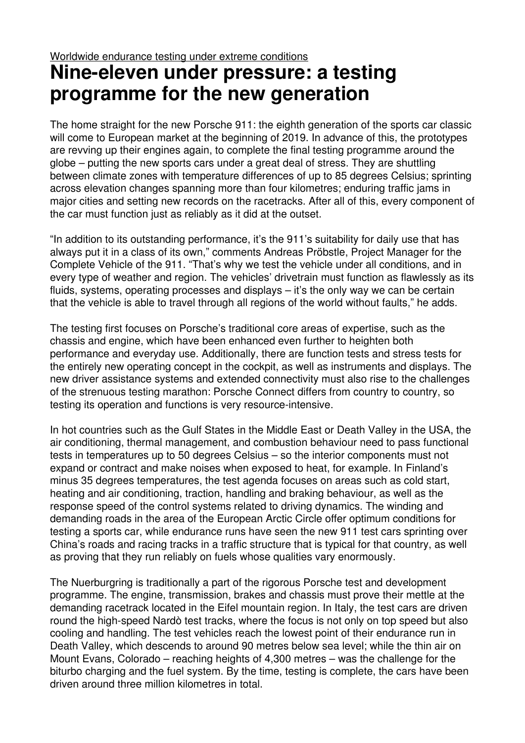Worldwide endurance testing under extreme conditions

# Nine-eleven under pressure: a testing programme for the new generation

The home straight for the new Porsche 911: the eighth generation of the sports car classic will come to European market at the beginning of 2019. In advance of this, the prototypes are revving up their engines again, to complete the final testing programme around the globe – putting the new sports cars under a great deal of stress. They are shuttling between climate zones with temperature differences of up to 85 degrees Celsius; sprinting across elevation changes spanning more than four kilometres; enduring traffic jams in major cities and setting new records on the racetracks. After all of this, every component of the car must function just as reliably as it did at the outset.

"In addition to its outstanding performance, it's the 911's suitability for daily use that has always put it in a class of its own," comments Andreas Pröbstle, Project Manager for the Complete Vehicle of the 911. "That's why we test the vehicle under all conditions, and in every type of weather and region. The vehicles' drivetrain must function as flawlessly as its fluids, systems, operating processes and displays – it's the only way we can be certain that the vehicle is able to travel through all regions of the world without faults," he adds.

The testing first focuses on Porsche's traditional core areas of expertise, such as the chassis and engine, which have been enhanced even further to heighten both performance and everyday use. Additionally, there are function tests and stress tests for the entirely new operating concept in the cockpit, as well as instruments and displays. The new driver assistance systems and extended connectivity must also rise to the challenges of the strenuous testing marathon: Porsche Connect differs from country to country, so testing its operation and functions is very resource-intensive.

In hot countries such as the Gulf States in the Middle East or Death Valley in the USA, the air conditioning, thermal management, and combustion behaviour need to pass functional tests in temperatures up to 50 degrees Celsius – so the interior components must not expand or contract and make noises when exposed to heat, for example. In Finland's minus 35 degrees temperatures, the test agenda focuses on areas such as cold start, heating and air conditioning, traction, handling and braking behaviour, as well as the response speed of the control systems related to driving dynamics. The winding and demanding roads in the area of the European Arctic Circle offer optimum conditions for testing a sports car, while endurance runs have seen the new 911 test cars sprinting over China's roads and racing tracks in a traffic structure that is typical for that country, as well as proving that they run reliably on fuels whose qualities vary enormously.

The Nuerburgring is traditionally a part of the rigorous Porsche test and development programme. The engine, transmission, brakes and chassis must prove their mettle at the demanding racetrack located in the Eifel mountain region. In Italy, the test cars are driven round the high-speed Nardò test tracks, where the focus is not only on top speed but also cooling and handling. The test vehicles reach the lowest point of their endurance run in Death Valley, which descends to around 90 metres below sea level; while the thin air on Mount Evans, Colorado – reaching heights of 4,300 metres – was the challenge for the biturbo charging and the fuel system. By the time, testing is complete, the cars have been driven around three million kilometres in total.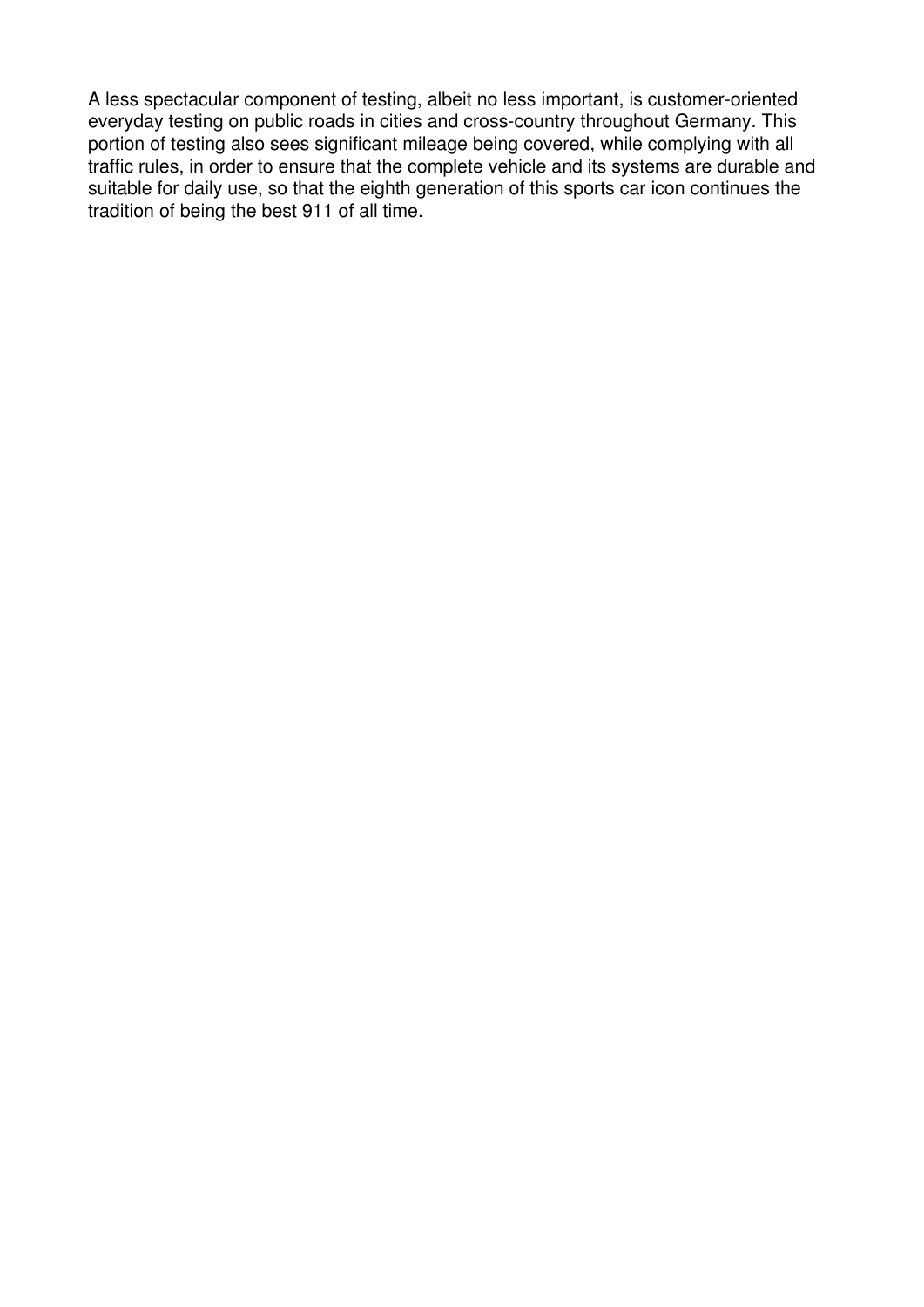A less spectacular component of testing, albeit no less important, is customer-oriented everyday testing on public roads in cities and cross-country throughout Germany. This portion of testing also sees significant mileage being covered, while complying with all traffic rules, in order to ensure that the complete vehicle and its systems are durable and suitable for daily use, so that the eighth generation of this sports car icon continues the tradition of being the best 911 of all time.